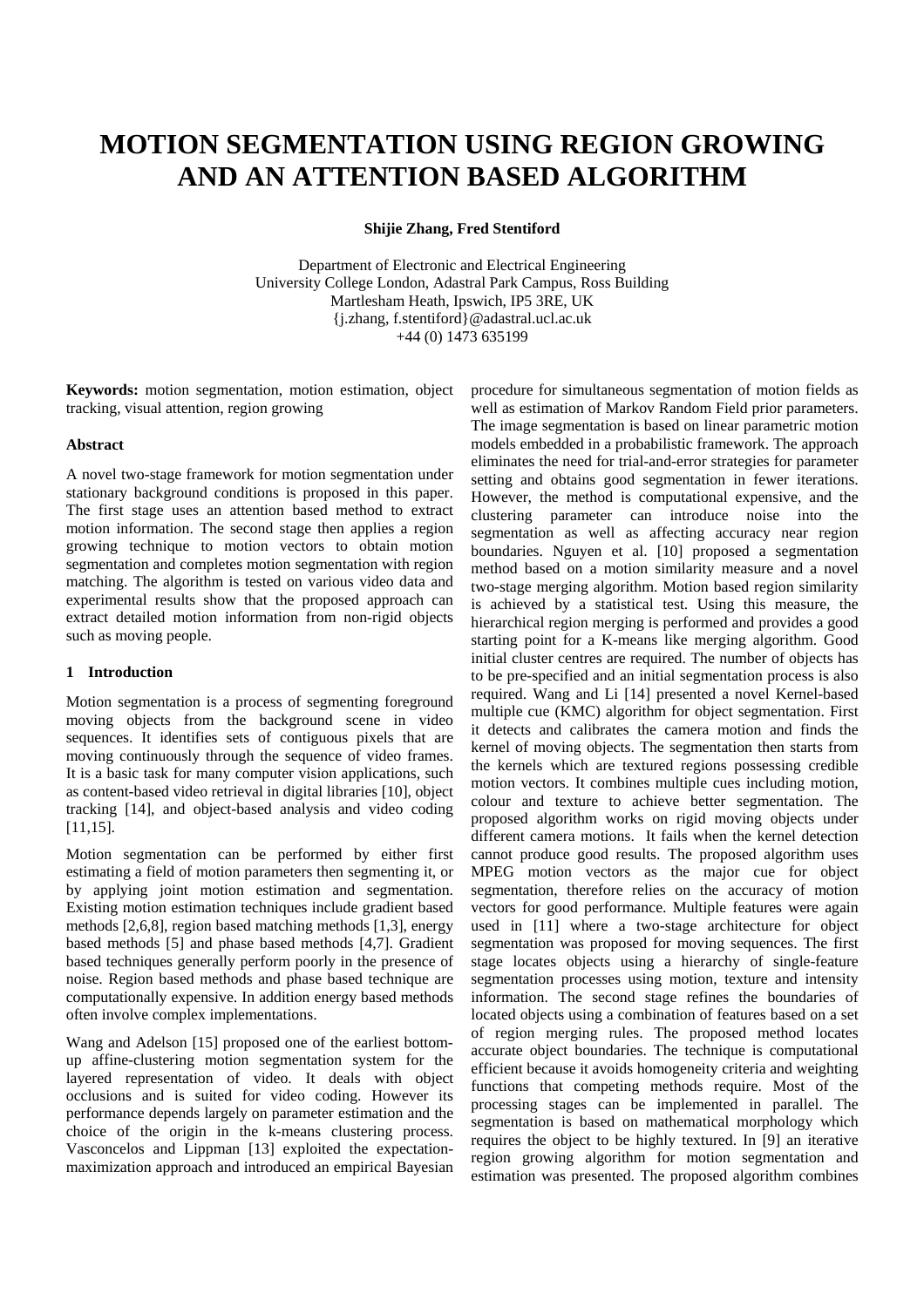# MOTION SEGMENTATION USING REGION GROWING AND AN ATTENTION BASED ALGORITHM

**Shijie Zhang, Fred Stentiford**

Department of Electronic and Electrical Engineering
University College London, Adastral Park Campus, Ross Building
Martlesham Heath, Ipswich, IP5 3RE, UK
{j.zhang, f.stentiford}@adastral.ucl.ac.uk
+44 (0) 1473 635199

**Keywords:** motion segmentation, motion estimation, object tracking, visual attention, region growing

### Abstract

A novel two-stage framework for motion segmentation under stationary background conditions is proposed in this paper. The first stage uses an attention based method to extract motion information. The second stage then applies a region growing technique to motion vectors to obtain motion segmentation and completes motion segmentation with region matching. The algorithm is tested on various video data and experimental results show that the proposed approach can extract detailed motion information from non-rigid objects such as moving people.

## 1 Introduction

Motion segmentation is a process of segmenting foreground moving objects from the background scene in video sequences. It identifies sets of contiguous pixels that are moving continuously through the sequence of video frames. It is a basic task for many computer vision applications, such as content-based video retrieval in digital libraries [10], object tracking [14], and object-based analysis and video coding [11,15].

Motion segmentation can be performed by either first estimating a field of motion parameters then segmenting it, or by applying joint motion estimation and segmentation. Existing motion estimation techniques include gradient based methods [2,6,8], region based matching methods [1,3], energy based methods [5] and phase based methods [4,7]. Gradient based techniques generally perform poorly in the presence of noise. Region based methods and phase based technique are computationally expensive. In addition energy based methods often involve complex implementations.

Wang and Adelson [15] proposed one of the earliest bottom-up affine-clustering motion segmentation system for the layered representation of video. It deals with object occlusions and is suited for video coding. However its performance depends largely on parameter estimation and the choice of the origin in the k-means clustering process. Vasconcelos and Lippman [13] exploited the expectation-maximization approach and introduced an empirical Bayesian procedure for simultaneous segmentation of motion fields as well as estimation of Markov Random Field prior parameters. The image segmentation is based on linear parametric motion models embedded in a probabilistic framework. The approach eliminates the need for trial-and-error strategies for parameter setting and obtains good segmentation in fewer iterations. However, the method is computational expensive, and the clustering parameter can introduce noise into the segmentation as well as affecting accuracy near region boundaries. Nguyen et al. [10] proposed a segmentation method based on a motion similarity measure and a novel two-stage merging algorithm. Motion based region similarity is achieved by a statistical test. Using this measure, the hierarchical region merging is performed and provides a good starting point for a K-means like merging algorithm. Good initial cluster centres are required. The number of objects has to be pre-specified and an initial segmentation process is also required. Wang and Li [14] presented a novel Kernel-based multiple cue (KMC) algorithm for object segmentation. First it detects and calibrates the camera motion and finds the kernel of moving objects. The segmentation then starts from the kernels which are textured regions possessing credible motion vectors. It combines multiple cues including motion, colour and texture to achieve better segmentation. The proposed algorithm works on rigid moving objects under different camera motions. It fails when the kernel detection cannot produce good results. The proposed algorithm uses MPEG motion vectors as the major cue for object segmentation, therefore relies on the accuracy of motion vectors for good performance. Multiple features were again used in [11] where a two-stage architecture for object segmentation was proposed for moving sequences. The first stage locates objects using a hierarchy of single-feature segmentation processes using motion, texture and intensity information. The second stage refines the boundaries of located objects using a combination of features based on a set of region merging rules. The proposed method locates accurate object boundaries. The technique is computational efficient because it avoids homogeneity criteria and weighting functions that competing methods require. Most of the processing stages can be implemented in parallel. The segmentation is based on mathematical morphology which requires the object to be highly textured. In [9] an iterative region growing algorithm for motion segmentation and estimation was presented. The proposed algorithm combines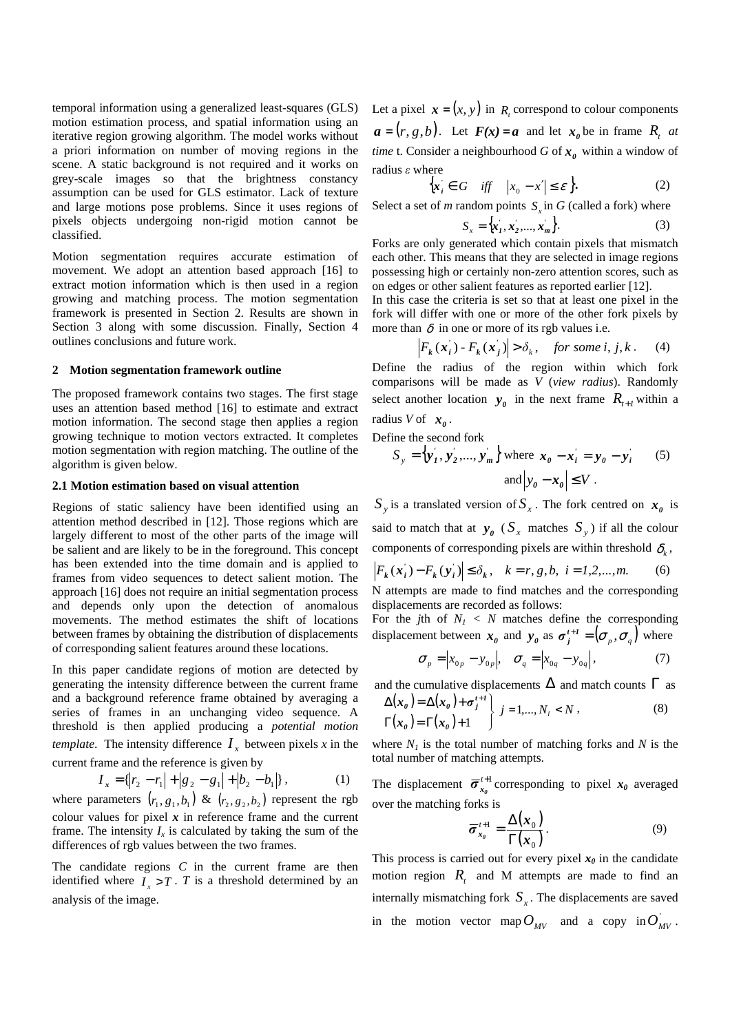temporal information using a generalized least-squares (GLS) motion estimation process, and spatial information using an iterative region growing algorithm. The model works without a priori information on number of moving regions in the scene. A static background is not required and it works on grey-scale images so that the brightness constancy assumption can be used for GLS estimator. Lack of texture and large motions pose problems. Since it uses regions of pixels objects undergoing non-rigid motion cannot be classified.

Motion segmentation requires accurate estimation of movement. We adopt an attention based approach [16] to extract motion information which is then used in a region growing and matching process. The motion segmentation framework is presented in Section 2. Results are shown in Section 3 along with some discussion. Finally, Section 4 outlines conclusions and future work.

## 2 Motion segmentation framework outline

The proposed framework contains two stages. The first stage uses an attention based method [16] to estimate and extract motion information. The second stage then applies a region growing technique to motion vectors extracted. It completes motion segmentation with region matching. The outline of the algorithm is given below.

### 2.1 Motion estimation based on visual attention

Regions of static saliency have been identified using an attention method described in [12]. Those regions which are largely different to most of the other parts of the image will be salient and are likely to be in the foreground. This concept has been extended into the time domain and is applied to frames from video sequences to detect salient motion. The approach [16] does not require an initial segmentation process and depends only upon the detection of anomalous movements. The method estimates the shift of locations between frames by obtaining the distribution of displacements of corresponding salient features around these locations.

In this paper candidate regions of motion are detected by generating the intensity difference between the current frame and a background reference frame obtained by averaging a series of frames in an unchanging video sequence. A threshold is then applied producing a *potential motion template*. The intensity difference $I_x$ between pixels *x* in the current frame and the reference is given by

$$I_x = \{|r_2 - r_1| + |g_2 - g_1| + |b_2 - b_1|\}, \qquad (1)$$

where parameters $(r_1, g_1, b_1)$ & $(r_2, g_2, b_2)$ represent the rgb colour values for pixel *x* in reference frame and the current frame. The intensity $I_x$ is calculated by taking the sum of the differences of rgb values between the two frames.

The candidate regions *C* in the current frame are then identified where $I_x > T$. *T* is a threshold determined by an analysis of the image.

Let a pixel $\boldsymbol{x} = (x, y)$ in $R_t$ correspond to colour components $\boldsymbol{a} = (r, g, b)$. Let $\boldsymbol{F(x)} = \boldsymbol{a}$ and let $\boldsymbol{x_0}$ be in frame $R_t$ *at time* t. Consider a neighbourhood *G* of $\boldsymbol{x_0}$ within a window of radius *ε* where

$$\{x_i' \in G \quad iff \quad |x_0 - x'| \le \varepsilon\}. \qquad (2)$$

Select a set of *m* random points $S_x$ in *G* (called a fork) where

$$S_x = \{x_1', x_2', ..., x_m'\}. \qquad (3)$$

Forks are only generated which contain pixels that mismatch each other. This means that they are selected in image regions possessing high or certainly non-zero attention scores, such as on edges or other salient features as reported earlier [12].
In this case the criteria is set so that at least one pixel in the fork will differ with one or more of the other fork pixels by more than $\delta$ in one or more of its rgb values i.e.

$$|F_k(x_i') - F_k(x_j')| > \delta_k, \quad for\ some\ i, j, k. \qquad (4)$$

Define the radius of the region within which fork comparisons will be made as *V* (*view radius*). Randomly select another location $\boldsymbol{y_0}$ in the next frame $R_{t+1}$ within a radius *V* of $\boldsymbol{x_0}$.

Define the second fork

$$S_y = \{y_1', y_2', ..., y_m'\} \text{ where } \boldsymbol{x_0} - \boldsymbol{x_i'} = \boldsymbol{y_0} - \boldsymbol{y_i'} \text{ and } |\boldsymbol{y_0} - \boldsymbol{x_0}| \le V. \qquad (5)$$

$S_y$ is a translated version of $S_x$. The fork centred on $\boldsymbol{x_0}$ is said to match that at $\boldsymbol{y_0}$ ($S_x$ matches $S_y$) if all the colour components of corresponding pixels are within threshold $\delta_k$,

$$|F_k(x_i') - F_k(y_i')| \le \delta_k, \quad k = r, g, b, \ i = 1, 2, ..., m. \qquad (6)$$

N attempts are made to find matches and the corresponding displacements are recorded as follows:
For the *j*th of $N_1 < N$ matches define the corresponding displacement between $\boldsymbol{x_0}$ and $\boldsymbol{y_0}$ as $\boldsymbol{\sigma_j^{t+1}} = (\sigma_p, \sigma_q)$ where

$$\sigma_p = |x_{0p} - y_{0p}|, \quad \sigma_q = |x_{0q} - y_{0q}|, \qquad (7)$$

and the cumulative displacements $\Delta$ and match counts $\Gamma$ as

$$\left.\begin{aligned} \Delta(\boldsymbol{x_0}) &= \Delta(\boldsymbol{x_0}) + \boldsymbol{\sigma_j^{t+1}} \\ \Gamma(\boldsymbol{x_0}) &= \Gamma(\boldsymbol{x_0}) + 1 \end{aligned}\right\} \ j = 1, ..., N_1 < N, \qquad (8)$$

where $N_1$ is the total number of matching forks and *N* is the total number of matching attempts.

The displacement $\overline{\boldsymbol{\sigma}}_{x_0}^{t+1}$ corresponding to pixel $\boldsymbol{x_0}$ averaged over the matching forks is

$$\overline{\boldsymbol{\sigma}}_{x_0}^{t+1} = \frac{\Delta(x_0)}{\Gamma(x_0)}. \qquad (9)$$

This process is carried out for every pixel $\boldsymbol{x_0}$ in the candidate motion region $R_t$ and M attempts are made to find an internally mismatching fork $S_x$. The displacements are saved in the motion vector map $O_{MV}$ and a copy in $O_{MV}'$.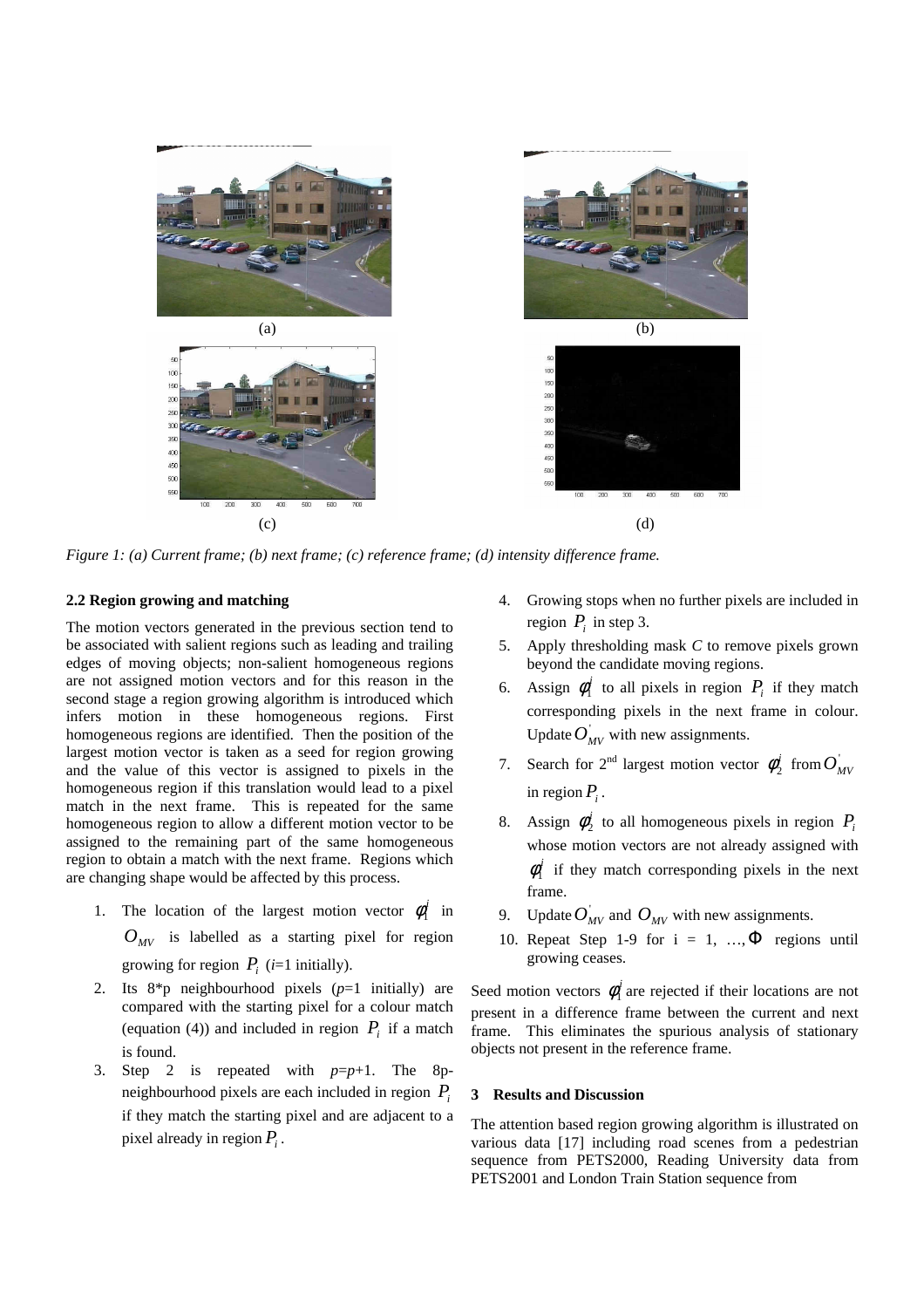*Figure 1: (a) Current frame; (b) next frame; (c) reference frame; (d) intensity difference frame.*

### 2.2 Region growing and matching

The motion vectors generated in the previous section tend to be associated with salient regions such as leading and trailing edges of moving objects; non-salient homogeneous regions are not assigned motion vectors and for this reason in the second stage a region growing algorithm is introduced which infers motion in these homogeneous regions. First homogeneous regions are identified. Then the position of the largest motion vector is taken as a seed for region growing and the value of this vector is assigned to pixels in the homogeneous region if this translation would lead to a pixel match in the next frame. This is repeated for the same homogeneous region to allow a different motion vector to be assigned to the remaining part of the same homogeneous region to obtain a match with the next frame. Regions which are changing shape would be affected by this process.

1. The location of the largest motion vector $\phi_1^j$ in $O_{MV}$ is labelled as a starting pixel for region growing for region $P_i$ ($i$=1 initially).
2. Its 8*p neighbourhood pixels ($p$=1 initially) are compared with the starting pixel for a colour match (equation (4)) and included in region $P_i$ if a match is found.
3. Step 2 is repeated with $p$=$p$+1. The 8p-neighbourhood pixels are each included in region $P_i$ if they match the starting pixel and are adjacent to a pixel already in region $P_i$.
4. Growing stops when no further pixels are included in region $P_i$ in step 3.
5. Apply thresholding mask $C$ to remove pixels grown beyond the candidate moving regions.
6. Assign $\phi_1^j$ to all pixels in region $P_i$ if they match corresponding pixels in the next frame in colour. Update $O'_{MV}$ with new assignments.
7. Search for 2[nd] largest motion vector $\phi_2^j$ from $O'_{MV}$ in region $P_i$.
8. Assign $\phi_2^j$ to all homogeneous pixels in region $P_i$ whose motion vectors are not already assigned with $\phi_1^j$ if they match corresponding pixels in the next frame.
9. Update $O'_{MV}$ and $O_{MV}$ with new assignments.
10. Repeat Step 1-9 for i = 1, …, $\Phi$ regions until growing ceases.

Seed motion vectors $\phi_1^j$ are rejected if their locations are not present in a difference frame between the current and next frame. This eliminates the spurious analysis of stationary objects not present in the reference frame.

## 3 Results and Discussion

The attention based region growing algorithm is illustrated on various data [17] including road scenes from a pedestrian sequence from PETS2000, Reading University data from PETS2001 and London Train Station sequence from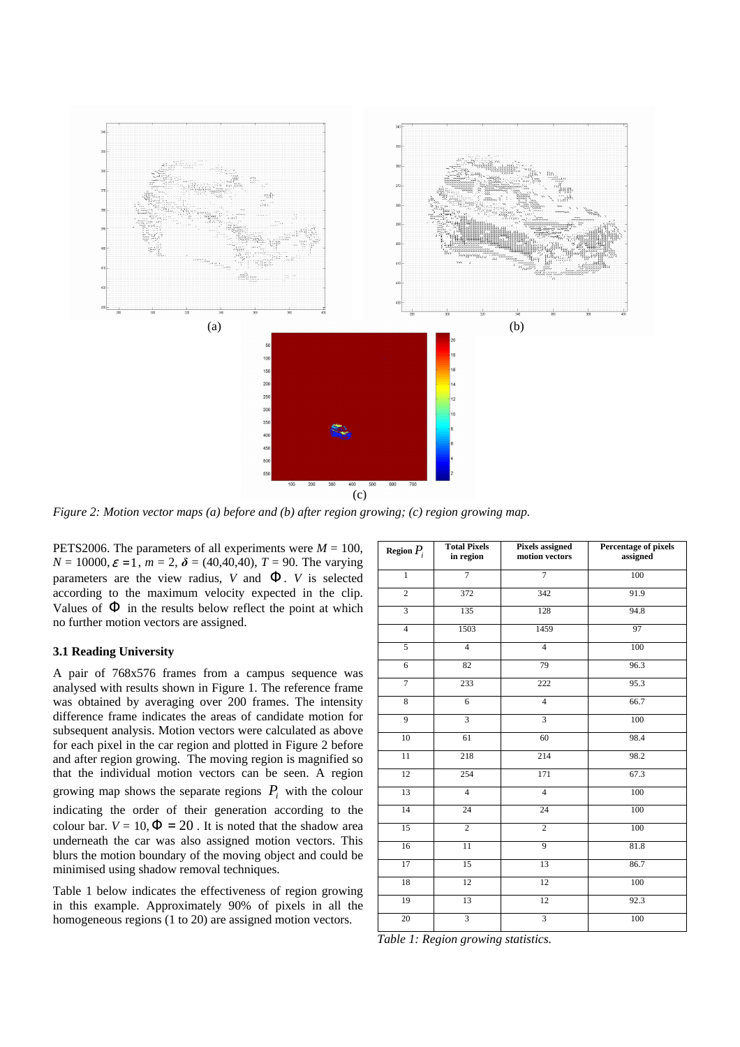(a)

(b)

(c)

*Figure 2: Motion vector maps (a) before and (b) after region growing; (c) region growing map.*

PETS2006. The parameters of all experiments were $M = 100$, $N = 10000$, $\varepsilon = 1$, $m = 2$, $\boldsymbol{\delta} = (40,40,40)$, $T = 90$. The varying parameters are the view radius, $V$ and $\Phi$. $V$ is selected according to the maximum velocity expected in the clip. Values of $\Phi$ in the results below reflect the point at which no further motion vectors are assigned.

### 3.1 Reading University

A pair of 768x576 frames from a campus sequence was analysed with results shown in Figure 1. The reference frame was obtained by averaging over 200 frames. The intensity difference frame indicates the areas of candidate motion for subsequent analysis. Motion vectors were calculated as above for each pixel in the car region and plotted in Figure 2 before and after region growing. The moving region is magnified so that the individual motion vectors can be seen. A region growing map shows the separate regions $P_i$ with the colour indicating the order of their generation according to the colour bar. $V = 10, \Phi = 20$. It is noted that the shadow area underneath the car was also assigned motion vectors. This blurs the motion boundary of the moving object and could be minimised using shadow removal techniques.

Table 1 below indicates the effectiveness of region growing in this example. Approximately 90% of pixels in all the homogeneous regions (1 to 20) are assigned motion vectors.

| Region $P_i$ | Total Pixels in region | Pixels assigned motion vectors | Percentage of pixels assigned |
|---|---|---|---|
| 1 | 7 | 7 | 100 |
| 2 | 372 | 342 | 91.9 |
| 3 | 135 | 128 | 94.8 |
| 4 | 1503 | 1459 | 97 |
| 5 | 4 | 4 | 100 |
| 6 | 82 | 79 | 96.3 |
| 7 | 233 | 222 | 95.3 |
| 8 | 6 | 4 | 66.7 |
| 9 | 3 | 3 | 100 |
| 10 | 61 | 60 | 98.4 |
| 11 | 218 | 214 | 98.2 |
| 12 | 254 | 171 | 67.3 |
| 13 | 4 | 4 | 100 |
| 14 | 24 | 24 | 100 |
| 15 | 2 | 2 | 100 |
| 16 | 11 | 9 | 81.8 |
| 17 | 15 | 13 | 86.7 |
| 18 | 12 | 12 | 100 |
| 19 | 13 | 12 | 92.3 |
| 20 | 3 | 3 | 100 |

*Table 1: Region growing statistics.*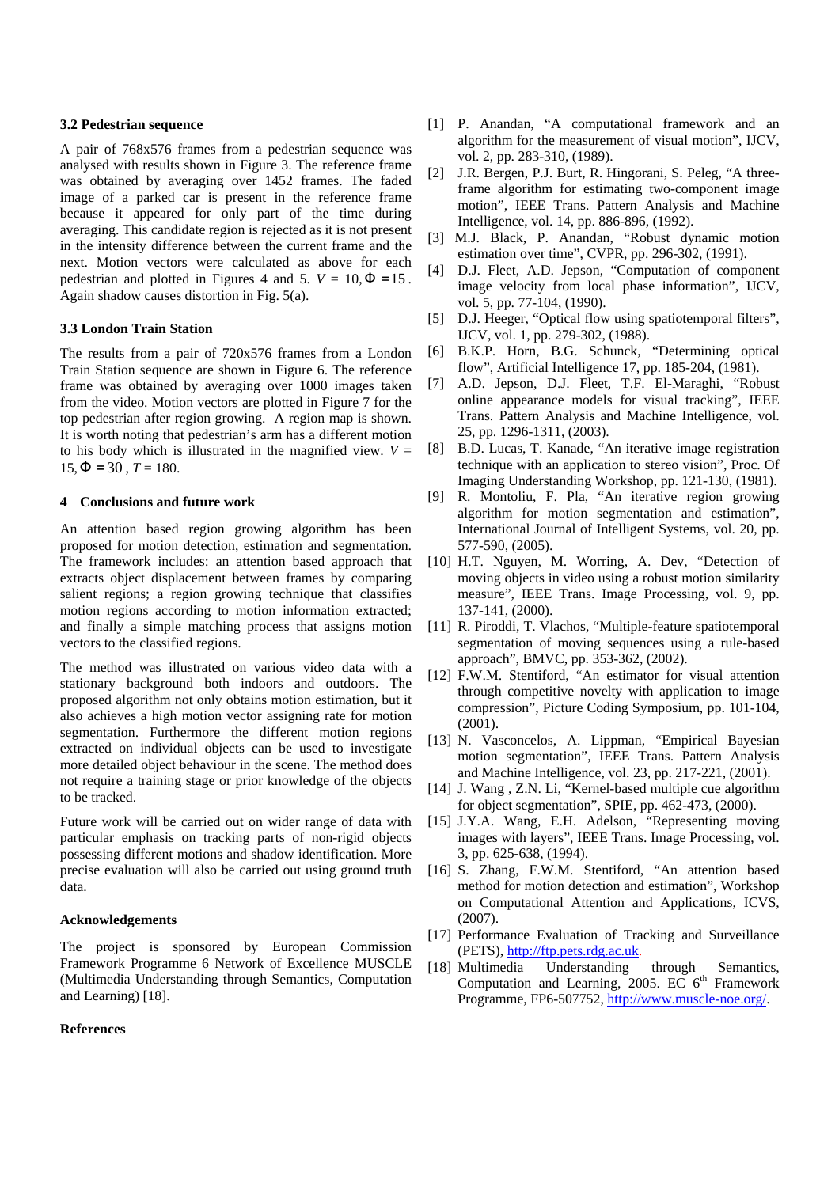### 3.2 Pedestrian sequence

A pair of 768x576 frames from a pedestrian sequence was analysed with results shown in Figure 3. The reference frame was obtained by averaging over 1452 frames. The faded image of a parked car is present in the reference frame because it appeared for only part of the time during averaging. This candidate region is rejected as it is not present in the intensity difference between the current frame and the next. Motion vectors were calculated as above for each pedestrian and plotted in Figures 4 and 5. $V$ = 10, $\Phi = 15$. Again shadow causes distortion in Fig. 5(a).

### 3.3 London Train Station

The results from a pair of 720x576 frames from a London Train Station sequence are shown in Figure 6. The reference frame was obtained by averaging over 1000 images taken from the video. Motion vectors are plotted in Figure 7 for the top pedestrian after region growing. A region map is shown. It is worth noting that pedestrian's arm has a different motion to his body which is illustrated in the magnified view. $V$ = 15, $\Phi = 30$, $T$ = 180.

## 4 Conclusions and future work

An attention based region growing algorithm has been proposed for motion detection, estimation and segmentation. The framework includes: an attention based approach that extracts object displacement between frames by comparing salient regions; a region growing technique that classifies motion regions according to motion information extracted; and finally a simple matching process that assigns motion vectors to the classified regions.

The method was illustrated on various video data with a stationary background both indoors and outdoors. The proposed algorithm not only obtains motion estimation, but it also achieves a high motion vector assigning rate for motion segmentation. Furthermore the different motion regions extracted on individual objects can be used to investigate more detailed object behaviour in the scene. The method does not require a training stage or prior knowledge of the objects to be tracked.

Future work will be carried out on wider range of data with particular emphasis on tracking parts of non-rigid objects possessing different motions and shadow identification. More precise evaluation will also be carried out using ground truth data.

### Acknowledgements

The project is sponsored by European Commission Framework Programme 6 Network of Excellence MUSCLE (Multimedia Understanding through Semantics, Computation and Learning) [18].

### References

[1] P. Anandan, "A computational framework and an algorithm for the measurement of visual motion", IJCV, vol. 2, pp. 283-310, (1989).

[2] J.R. Bergen, P.J. Burt, R. Hingorani, S. Peleg, "A three-frame algorithm for estimating two-component image motion", IEEE Trans. Pattern Analysis and Machine Intelligence, vol. 14, pp. 886-896, (1992).

[3] M.J. Black, P. Anandan, "Robust dynamic motion estimation over time", CVPR, pp. 296-302, (1991).

[4] D.J. Fleet, A.D. Jepson, "Computation of component image velocity from local phase information", IJCV, vol. 5, pp. 77-104, (1990).

[5] D.J. Heeger, "Optical flow using spatiotemporal filters", IJCV, vol. 1, pp. 279-302, (1988).

[6] B.K.P. Horn, B.G. Schunck, "Determining optical flow", Artificial Intelligence 17, pp. 185-204, (1981).

[7] A.D. Jepson, D.J. Fleet, T.F. El-Maraghi, "Robust online appearance models for visual tracking", IEEE Trans. Pattern Analysis and Machine Intelligence, vol. 25, pp. 1296-1311, (2003).

[8] B.D. Lucas, T. Kanade, "An iterative image registration technique with an application to stereo vision", Proc. Of Imaging Understanding Workshop, pp. 121-130, (1981).

[9] R. Montoliu, F. Pla, "An iterative region growing algorithm for motion segmentation and estimation", International Journal of Intelligent Systems, vol. 20, pp. 577-590, (2005).

[10] H.T. Nguyen, M. Worring, A. Dev, "Detection of moving objects in video using a robust motion similarity measure", IEEE Trans. Image Processing, vol. 9, pp. 137-141, (2000).

[11] R. Piroddi, T. Vlachos, "Multiple-feature spatiotemporal segmentation of moving sequences using a rule-based approach", BMVC, pp. 353-362, (2002).

[12] F.W.M. Stentiford, "An estimator for visual attention through competitive novelty with application to image compression", Picture Coding Symposium, pp. 101-104, (2001).

[13] N. Vasconcelos, A. Lippman, "Empirical Bayesian motion segmentation", IEEE Trans. Pattern Analysis and Machine Intelligence, vol. 23, pp. 217-221, (2001).

[14] J. Wang , Z.N. Li, "Kernel-based multiple cue algorithm for object segmentation", SPIE, pp. 462-473, (2000).

[15] J.Y.A. Wang, E.H. Adelson, "Representing moving images with layers", IEEE Trans. Image Processing, vol. 3, pp. 625-638, (1994).

[16] S. Zhang, F.W.M. Stentiford, "An attention based method for motion detection and estimation", Workshop on Computational Attention and Applications, ICVS, (2007).

[17] Performance Evaluation of Tracking and Surveillance (PETS), http://ftp.pets.rdg.ac.uk.

[18] Multimedia Understanding through Semantics, Computation and Learning, 2005. EC 6th Framework Programme, FP6-507752, http://www.muscle-noe.org/.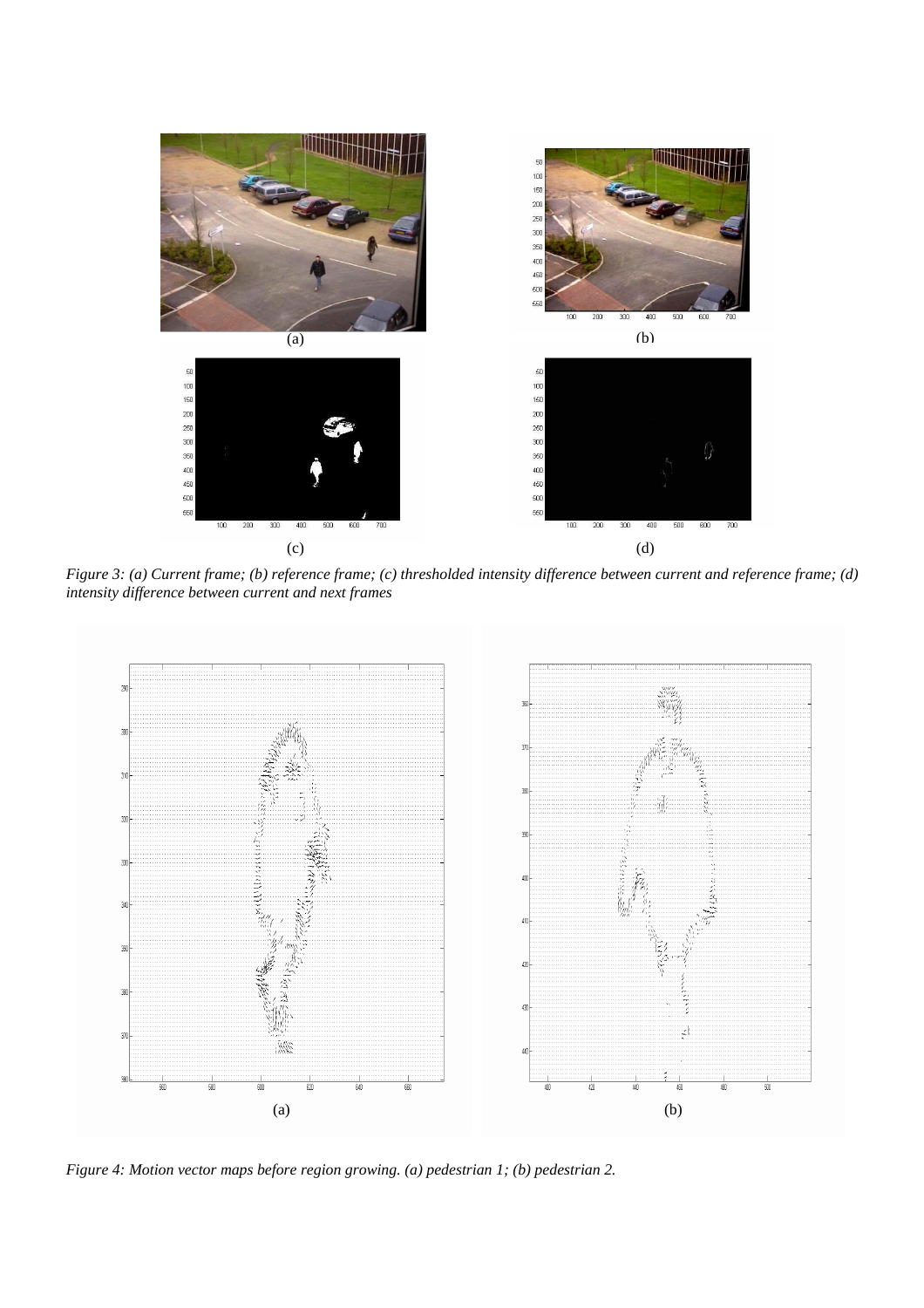*Figure 3: (a) Current frame; (b) reference frame; (c) thresholded intensity difference between current and reference frame; (d) intensity difference between current and next frames*

*Figure 4: Motion vector maps before region growing. (a) pedestrian 1; (b) pedestrian 2.*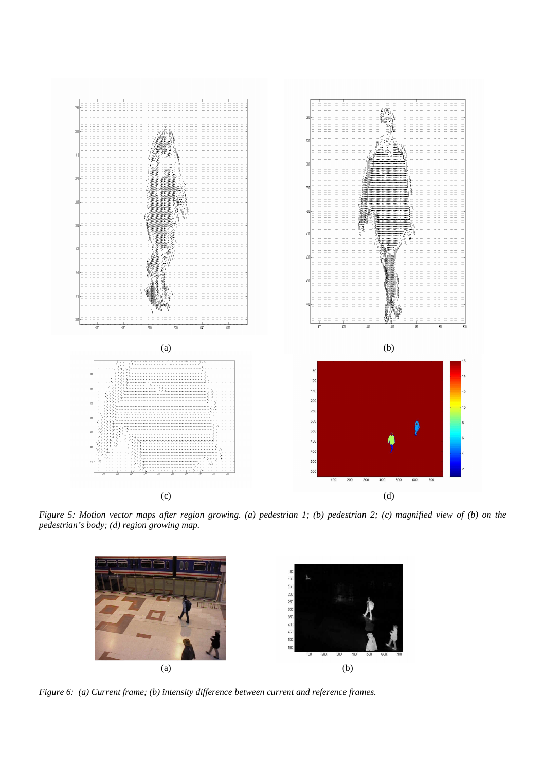(a)

(b)

(c)

(d)

*Figure 5: Motion vector maps after region growing. (a) pedestrian 1; (b) pedestrian 2; (c) magnified view of (b) on the pedestrian's body; (d) region growing map.*

(a)

(b)

*Figure 6: (a) Current frame; (b) intensity difference between current and reference frames.*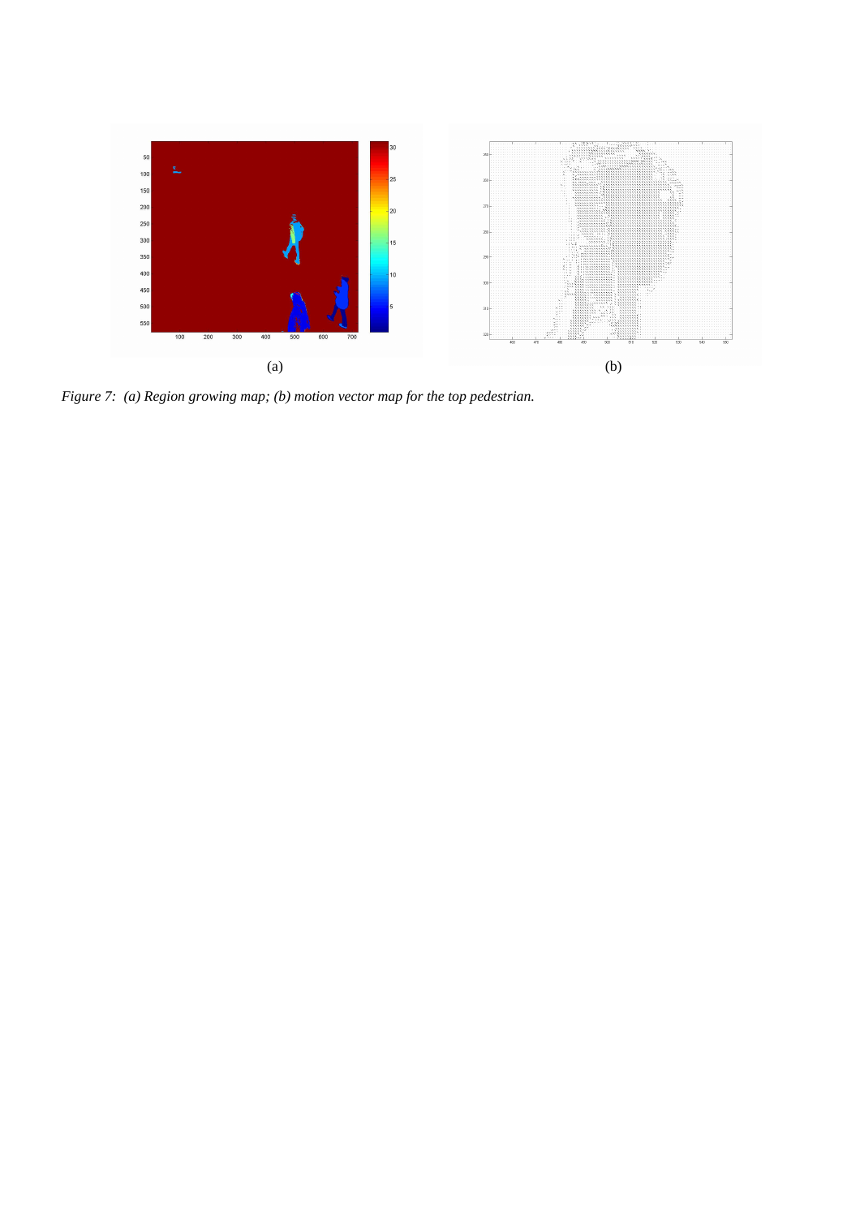50
100
150
200
250
300
350
400
450
500
550

100 200 300 400 500 600 700

30
25
20
15
10
5

(a)

(b)

*Figure 7: (a) Region growing map; (b) motion vector map for the top pedestrian.*